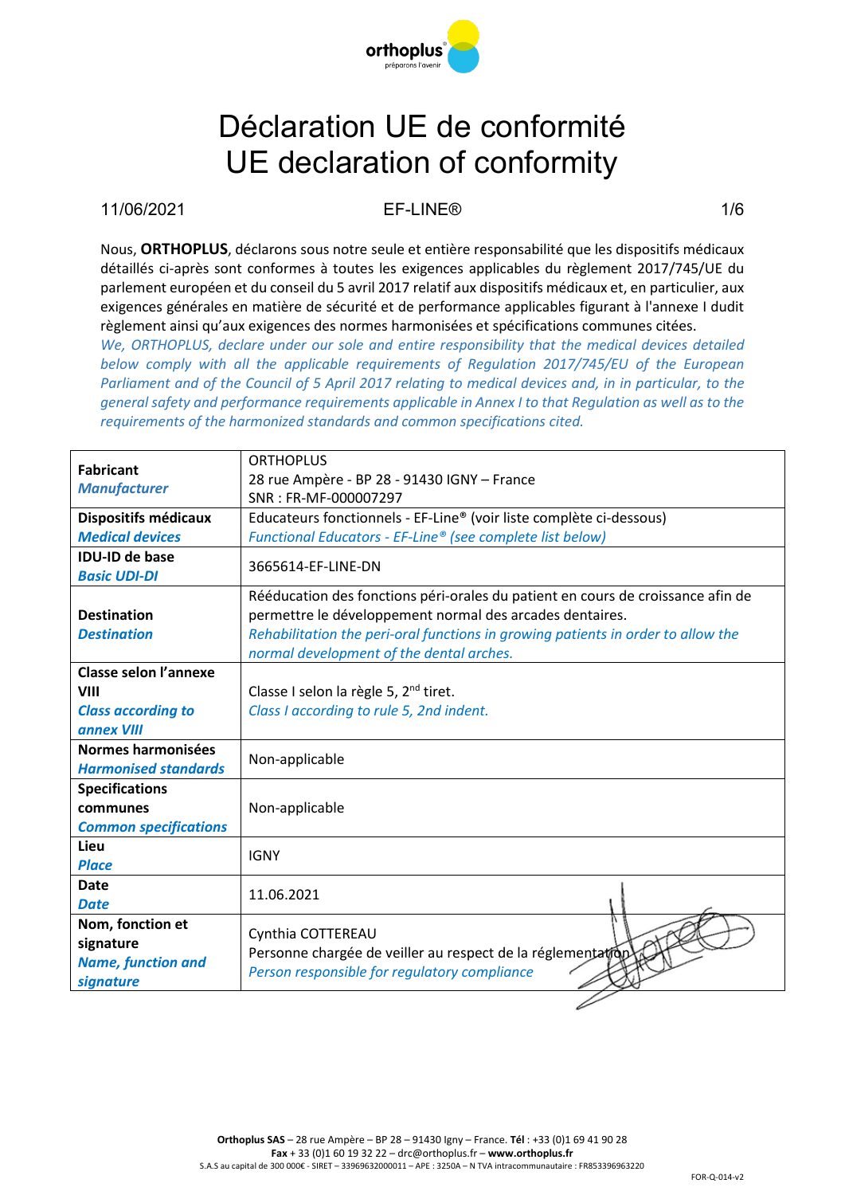# Déclaration UE de conformité
# UE declaration of conformity

11/06/2021 EF-LINE®

Nous, **ORTHOPLUS**, déclarons sous notre seule et entière responsabilité que les dispositifs médicaux détaillés ci-après sont conformes à toutes les exigences applicables du règlement 2017/745/UE du parlement européen et du conseil du 5 avril 2017 relatif aux dispositifs médicaux et, en particulier, aux exigences générales en matière de sécurité et de performance applicables figurant à l'annexe I dudit règlement ainsi qu'aux exigences des normes harmonisées et spécifications communes citées.

*We, ORTHOPLUS, declare under our sole and entire responsibility that the medical devices detailed below comply with all the applicable requirements of Regulation 2017/745/EU of the European Parliament and of the Council of 5 April 2017 relating to medical devices and, in in particular, to the general safety and performance requirements applicable in Annex I to that Regulation as well as to the requirements of the harmonized standards and common specifications cited.*

| | |
|---|---|
| **Fabricant** ***Manufacturer*** | ORTHOPLUS<br>28 rue Ampère - BP 28 - 91430 IGNY – France<br>SNR : FR-MF-000007297 |
| **Dispositifs médicaux** ***Medical devices*** | Educateurs fonctionnels - EF-Line® (voir liste complète ci-dessous)<br>*Functional Educators - EF-Line® (see complete list below)* |
| **IDU-ID de base** ***Basic UDI-DI*** | 3665614-EF-LINE-DN |
| **Destination** ***Destination*** | Rééducation des fonctions péri-orales du patient en cours de croissance afin de permettre le développement normal des arcades dentaires.<br>*Rehabilitation the peri-oral functions in growing patients in order to allow the normal development of the dental arches.* |
| **Classe selon l'annexe VIII** ***Class according to annex VIII*** | Classe I selon la règle 5, 2nd tiret.<br>*Class I according to rule 5, 2nd indent.* |
| **Normes harmonisées** ***Harmonised standards*** | Non-applicable |
| **Specifications communes** ***Common specifications*** | Non-applicable |
| **Lieu** ***Place*** | IGNY |
| **Date** ***Date*** | 11.06.2021 |
| **Nom, fonction et signature** ***Name, function and signature*** | Cynthia COTTEREAU<br>Personne chargée de veiller au respect de la réglementation<br>*Person responsible for regulatory compliance* |

**Orthoplus SAS** – 28 rue Ampère – BP 28 – 91430 Igny – France. **Tél** : +33 (0)1 69 41 90 28
**Fax** + 33 (0)1 60 19 32 22 – drc@orthoplus.fr – **www.orthoplus.fr**
S.A.S au capital de 300 000€ - SIRET – 33969632000011 – APE : 3250A – N TVA intracommunautaire : FR853396963220

FOR-Q-014-v2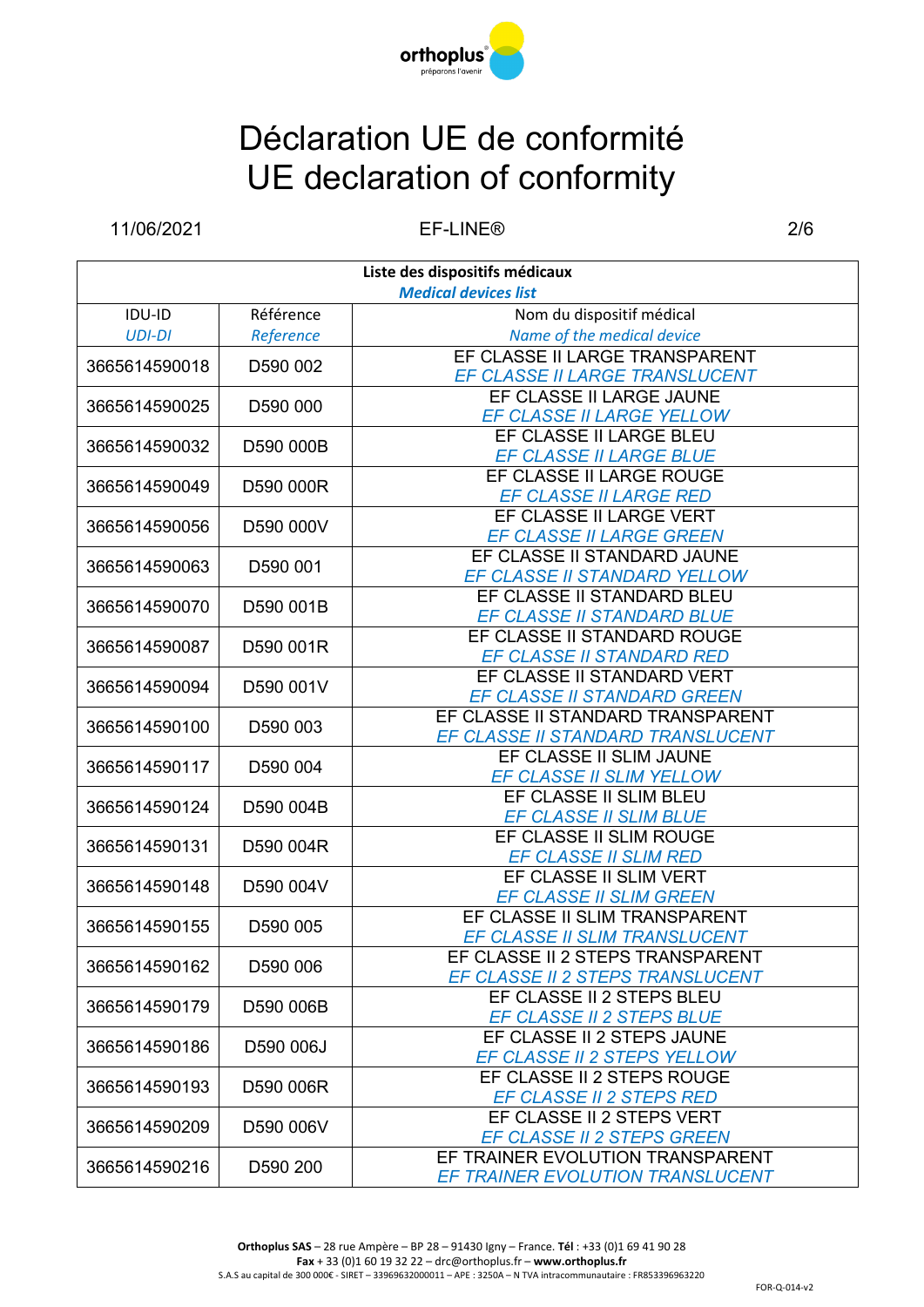# Déclaration UE de conformité
# UE declaration of conformity

11/06/2021 EF-LINE®

| Liste des dispositifs médicaux<br>*Medical devices list* | | |
|---|---|---|
| IDU-ID<br>*UDI-DI* | Référence<br>*Reference* | Nom du dispositif médical<br>*Name of the medical device* |
| 3665614590018 | D590 002 | EF CLASSE II LARGE TRANSPARENT<br>*EF CLASSE II LARGE TRANSLUCENT* |
| 3665614590025 | D590 000 | EF CLASSE II LARGE JAUNE<br>*EF CLASSE II LARGE YELLOW* |
| 3665614590032 | D590 000B | EF CLASSE II LARGE BLEU<br>*EF CLASSE II LARGE BLUE* |
| 3665614590049 | D590 000R | EF CLASSE II LARGE ROUGE<br>*EF CLASSE II LARGE RED* |
| 3665614590056 | D590 000V | EF CLASSE II LARGE VERT<br>*EF CLASSE II LARGE GREEN* |
| 3665614590063 | D590 001 | EF CLASSE II STANDARD JAUNE<br>*EF CLASSE II STANDARD YELLOW* |
| 3665614590070 | D590 001B | EF CLASSE II STANDARD BLEU<br>*EF CLASSE II STANDARD BLUE* |
| 3665614590087 | D590 001R | EF CLASSE II STANDARD ROUGE<br>*EF CLASSE II STANDARD RED* |
| 3665614590094 | D590 001V | EF CLASSE II STANDARD VERT<br>*EF CLASSE II STANDARD GREEN* |
| 3665614590100 | D590 003 | EF CLASSE II STANDARD TRANSPARENT<br>*EF CLASSE II STANDARD TRANSLUCENT* |
| 3665614590117 | D590 004 | EF CLASSE II SLIM JAUNE<br>*EF CLASSE II SLIM YELLOW* |
| 3665614590124 | D590 004B | EF CLASSE II SLIM BLEU<br>*EF CLASSE II SLIM BLUE* |
| 3665614590131 | D590 004R | EF CLASSE II SLIM ROUGE<br>*EF CLASSE II SLIM RED* |
| 3665614590148 | D590 004V | EF CLASSE II SLIM VERT<br>*EF CLASSE II SLIM GREEN* |
| 3665614590155 | D590 005 | EF CLASSE II SLIM TRANSPARENT<br>*EF CLASSE II SLIM TRANSLUCENT* |
| 3665614590162 | D590 006 | EF CLASSE II 2 STEPS TRANSPARENT<br>*EF CLASSE II 2 STEPS TRANSLUCENT* |
| 3665614590179 | D590 006B | EF CLASSE II 2 STEPS BLEU<br>*EF CLASSE II 2 STEPS BLUE* |
| 3665614590186 | D590 006J | EF CLASSE II 2 STEPS JAUNE<br>*EF CLASSE II 2 STEPS YELLOW* |
| 3665614590193 | D590 006R | EF CLASSE II 2 STEPS ROUGE<br>*EF CLASSE II 2 STEPS RED* |
| 3665614590209 | D590 006V | EF CLASSE II 2 STEPS VERT<br>*EF CLASSE II 2 STEPS GREEN* |
| 3665614590216 | D590 200 | EF TRAINER EVOLUTION TRANSPARENT<br>*EF TRAINER EVOLUTION TRANSLUCENT* |

**Orthoplus SAS** – 28 rue Ampère – BP 28 – 91430 Igny – France. **Tél** : +33 (0)1 69 41 90 28
**Fax** + 33 (0)1 60 19 32 22 – drc@orthoplus.fr – **www.orthoplus.fr**
S.A.S au capital de 300 000€ - SIRET – 33969632000011 – APE : 3250A – N TVA intracommunautaire : FR853396963220

FOR-Q-014-v2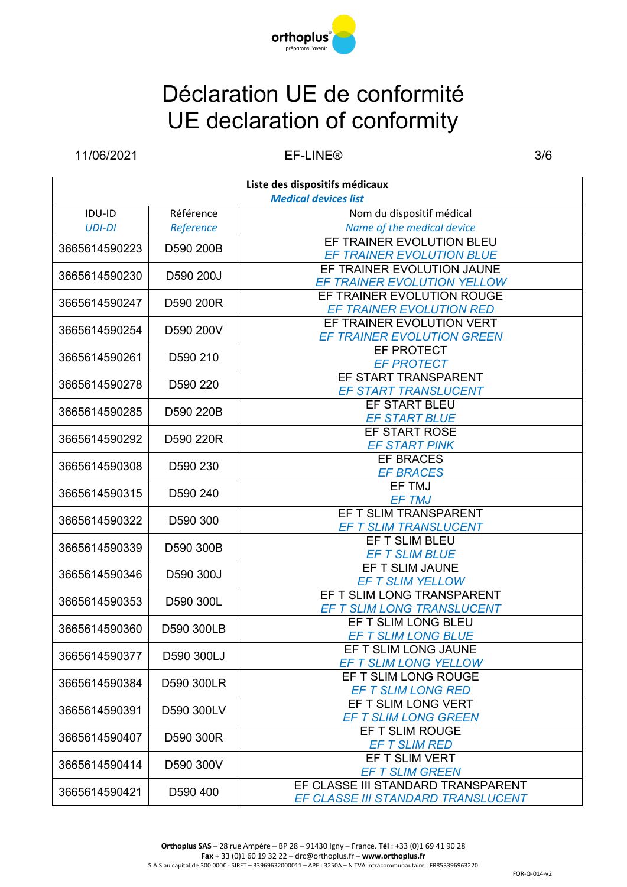# Déclaration UE de conformité
# UE declaration of conformity

11/06/2021 EF-LINE®

| Liste des dispositifs médicaux<br>*Medical devices list* | | |
|---|---|---|
| IDU-ID<br>*UDI-DI* | Référence<br>*Reference* | Nom du dispositif médical<br>*Name of the medical device* |
| 3665614590223 | D590 200B | EF TRAINER EVOLUTION BLEU<br>*EF TRAINER EVOLUTION BLUE* |
| 3665614590230 | D590 200J | EF TRAINER EVOLUTION JAUNE<br>*EF TRAINER EVOLUTION YELLOW* |
| 3665614590247 | D590 200R | EF TRAINER EVOLUTION ROUGE<br>*EF TRAINER EVOLUTION RED* |
| 3665614590254 | D590 200V | EF TRAINER EVOLUTION VERT<br>*EF TRAINER EVOLUTION GREEN* |
| 3665614590261 | D590 210 | EF PROTECT<br>*EF PROTECT* |
| 3665614590278 | D590 220 | EF START TRANSPARENT<br>*EF START TRANSLUCENT* |
| 3665614590285 | D590 220B | EF START BLEU<br>*EF START BLUE* |
| 3665614590292 | D590 220R | EF START ROSE<br>*EF START PINK* |
| 3665614590308 | D590 230 | EF BRACES<br>*EF BRACES* |
| 3665614590315 | D590 240 | EF TMJ<br>*EF TMJ* |
| 3665614590322 | D590 300 | EF T SLIM TRANSPARENT<br>*EF T SLIM TRANSLUCENT* |
| 3665614590339 | D590 300B | EF T SLIM BLEU<br>*EF T SLIM BLUE* |
| 3665614590346 | D590 300J | EF T SLIM JAUNE<br>*EF T SLIM YELLOW* |
| 3665614590353 | D590 300L | EF T SLIM LONG TRANSPARENT<br>*EF T SLIM LONG TRANSLUCENT* |
| 3665614590360 | D590 300LB | EF T SLIM LONG BLEU<br>*EF T SLIM LONG BLUE* |
| 3665614590377 | D590 300LJ | EF T SLIM LONG JAUNE<br>*EF T SLIM LONG YELLOW* |
| 3665614590384 | D590 300LR | EF T SLIM LONG ROUGE<br>*EF T SLIM LONG RED* |
| 3665614590391 | D590 300LV | EF T SLIM LONG VERT<br>*EF T SLIM LONG GREEN* |
| 3665614590407 | D590 300R | EF T SLIM ROUGE<br>*EF T SLIM RED* |
| 3665614590414 | D590 300V | EF T SLIM VERT<br>*EF T SLIM GREEN* |
| 3665614590421 | D590 400 | EF CLASSE III STANDARD TRANSPARENT<br>*EF CLASSE III STANDARD TRANSLUCENT* |

**Orthoplus SAS** – 28 rue Ampère – BP 28 – 91430 Igny – France. **Tél** : +33 (0)1 69 41 90 28
**Fax** + 33 (0)1 60 19 32 22 – drc@orthoplus.fr – **www.orthoplus.fr**
S.A.S au capital de 300 000€ - SIRET – 33969632000011 – APE : 3250A – N TVA intracommunautaire : FR853396963220

FOR-Q-014-v2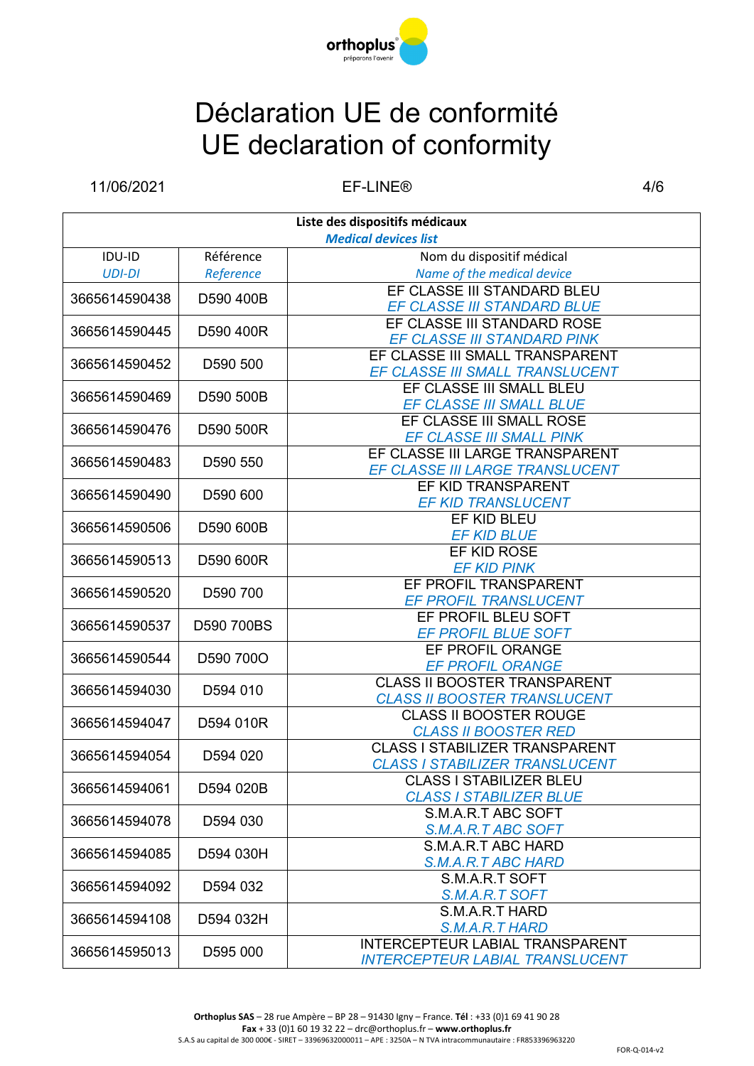# Déclaration UE de conformité
# UE declaration of conformity

11/06/2021 EF-LINE®

| **Liste des dispositifs médicaux** *Medical devices list* | | |
|---|---|---|
| IDU-ID *UDI-DI* | Référence *Reference* | Nom du dispositif médical *Name of the medical device* |
| 3665614590438 | D590 400B | EF CLASSE III STANDARD BLEU *EF CLASSE III STANDARD BLUE* |
| 3665614590445 | D590 400R | EF CLASSE III STANDARD ROSE *EF CLASSE III STANDARD PINK* |
| 3665614590452 | D590 500 | EF CLASSE III SMALL TRANSPARENT *EF CLASSE III SMALL TRANSLUCENT* |
| 3665614590469 | D590 500B | EF CLASSE III SMALL BLEU *EF CLASSE III SMALL BLUE* |
| 3665614590476 | D590 500R | EF CLASSE III SMALL ROSE *EF CLASSE III SMALL PINK* |
| 3665614590483 | D590 550 | EF CLASSE III LARGE TRANSPARENT *EF CLASSE III LARGE TRANSLUCENT* |
| 3665614590490 | D590 600 | EF KID TRANSPARENT *EF KID TRANSLUCENT* |
| 3665614590506 | D590 600B | EF KID BLEU *EF KID BLUE* |
| 3665614590513 | D590 600R | EF KID ROSE *EF KID PINK* |
| 3665614590520 | D590 700 | EF PROFIL TRANSPARENT *EF PROFIL TRANSLUCENT* |
| 3665614590537 | D590 700BS | EF PROFIL BLEU SOFT *EF PROFIL BLUE SOFT* |
| 3665614590544 | D590 700O | EF PROFIL ORANGE *EF PROFIL ORANGE* |
| 3665614594030 | D594 010 | CLASS II BOOSTER TRANSPARENT *CLASS II BOOSTER TRANSLUCENT* |
| 3665614594047 | D594 010R | CLASS II BOOSTER ROUGE *CLASS II BOOSTER RED* |
| 3665614594054 | D594 020 | CLASS I STABILIZER TRANSPARENT *CLASS I STABILIZER TRANSLUCENT* |
| 3665614594061 | D594 020B | CLASS I STABILIZER BLEU *CLASS I STABILIZER BLUE* |
| 3665614594078 | D594 030 | S.M.A.R.T ABC SOFT *S.M.A.R.T ABC SOFT* |
| 3665614594085 | D594 030H | S.M.A.R.T ABC HARD *S.M.A.R.T ABC HARD* |
| 3665614594092 | D594 032 | S.M.A.R.T SOFT *S.M.A.R.T SOFT* |
| 3665614594108 | D594 032H | S.M.A.R.T HARD *S.M.A.R.T HARD* |
| 3665614595013 | D595 000 | INTERCEPTEUR LABIAL TRANSPARENT *INTERCEPTEUR LABIAL TRANSLUCENT* |

**Orthoplus SAS** – 28 rue Ampère – BP 28 – 91430 Igny – France. **Tél** : +33 (0)1 69 41 90 28
**Fax** + 33 (0)1 60 19 32 22 – drc@orthoplus.fr – **www.orthoplus.fr**
S.A.S au capital de 300 000€ - SIRET – 33969632000011 – APE : 3250A – N TVA intracommunautaire : FR85339696320

FOR-Q-014-v2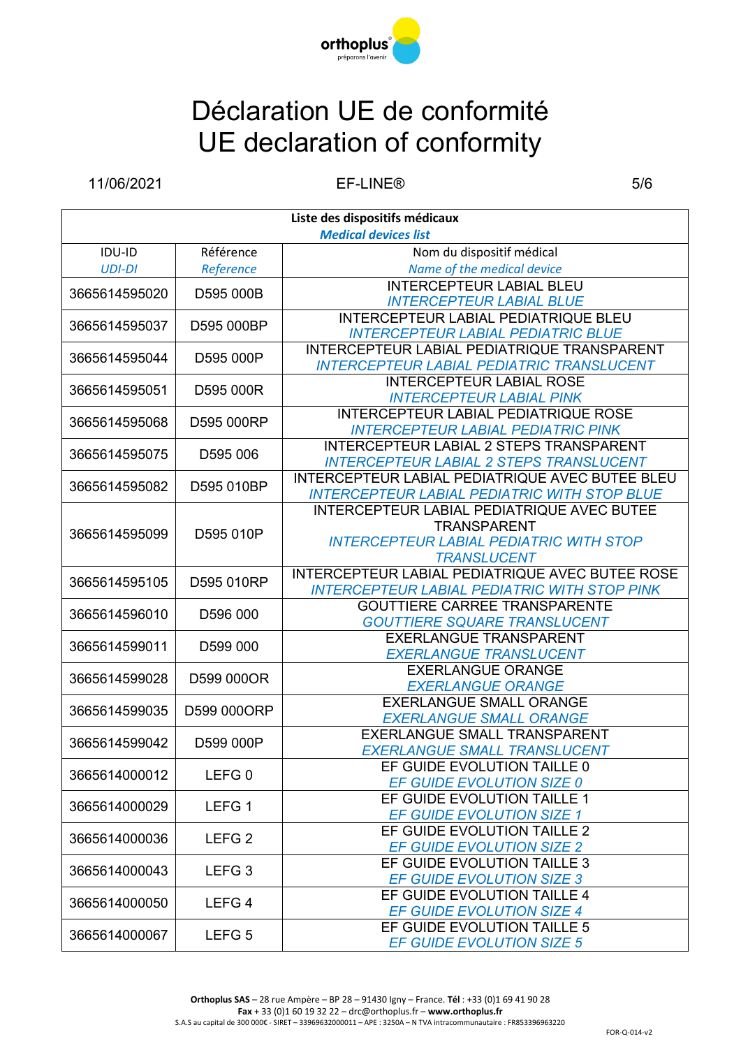# Déclaration UE de conformité
# UE declaration of conformity

11/06/2021 EF-LINE®

| Liste des dispositifs médicaux *Medical devices list* | | |
|---|---|---|
| IDU-ID *UDI-DI* | Référence *Reference* | Nom du dispositif médical *Name of the medical device* |
| 3665614595020 | D595 000B | INTERCEPTEUR LABIAL BLEU *INTERCEPTEUR LABIAL BLUE* |
| 3665614595037 | D595 000BP | INTERCEPTEUR LABIAL PEDIATRIQUE BLEU *INTERCEPTEUR LABIAL PEDIATRIC BLUE* |
| 3665614595044 | D595 000P | INTERCEPTEUR LABIAL PEDIATRIQUE TRANSPARENT *INTERCEPTEUR LABIAL PEDIATRIC TRANSLUCENT* |
| 3665614595051 | D595 000R | INTERCEPTEUR LABIAL ROSE *INTERCEPTEUR LABIAL PINK* |
| 3665614595068 | D595 000RP | INTERCEPTEUR LABIAL PEDIATRIQUE ROSE *INTERCEPTEUR LABIAL PEDIATRIC PINK* |
| 3665614595075 | D595 006 | INTERCEPTEUR LABIAL 2 STEPS TRANSPARENT *INTERCEPTEUR LABIAL 2 STEPS TRANSLUCENT* |
| 3665614595082 | D595 010BP | INTERCEPTEUR LABIAL PEDIATRIQUE AVEC BUTEE BLEU *INTERCEPTEUR LABIAL PEDIATRIC WITH STOP BLUE* |
| 3665614595099 | D595 010P | INTERCEPTEUR LABIAL PEDIATRIQUE AVEC BUTEE TRANSPARENT *INTERCEPTEUR LABIAL PEDIATRIC WITH STOP TRANSLUCENT* |
| 3665614595105 | D595 010RP | INTERCEPTEUR LABIAL PEDIATRIQUE AVEC BUTEE ROSE *INTERCEPTEUR LABIAL PEDIATRIC WITH STOP PINK* |
| 3665614596010 | D596 000 | GOUTTIERE CARREE TRANSPARENTE *GOUTTIERE SQUARE TRANSLUCENT* |
| 3665614599011 | D599 000 | EXERLANGUE TRANSPARENT *EXERLANGUE TRANSLUCENT* |
| 3665614599028 | D599 000OR | EXERLANGUE ORANGE *EXERLANGUE ORANGE* |
| 3665614599035 | D599 000ORP | EXERLANGUE SMALL ORANGE *EXERLANGUE SMALL ORANGE* |
| 3665614599042 | D599 000P | EXERLANGUE SMALL TRANSPARENT *EXERLANGUE SMALL TRANSLUCENT* |
| 3665614000012 | LEFG 0 | EF GUIDE EVOLUTION TAILLE 0 *EF GUIDE EVOLUTION SIZE 0* |
| 3665614000029 | LEFG 1 | EF GUIDE EVOLUTION TAILLE 1 *EF GUIDE EVOLUTION SIZE 1* |
| 3665614000036 | LEFG 2 | EF GUIDE EVOLUTION TAILLE 2 *EF GUIDE EVOLUTION SIZE 2* |
| 3665614000043 | LEFG 3 | EF GUIDE EVOLUTION TAILLE 3 *EF GUIDE EVOLUTION SIZE 3* |
| 3665614000050 | LEFG 4 | EF GUIDE EVOLUTION TAILLE 4 *EF GUIDE EVOLUTION SIZE 4* |
| 3665614000067 | LEFG 5 | EF GUIDE EVOLUTION TAILLE 5 *EF GUIDE EVOLUTION SIZE 5* |

**Orthoplus SAS** – 28 rue Ampère – BP 28 – 91430 Igny – France. **Tél** : +33 (0)1 69 41 90 28
**Fax** + 33 (0)1 60 19 32 22 – drc@orthoplus.fr – **www.orthoplus.fr**
S.A.S au capital de 300 000€ - SIRET – 33969632000011 – APE : 3250A – N TVA intracommunautaire : FR853396963220

FOR-Q-014-v2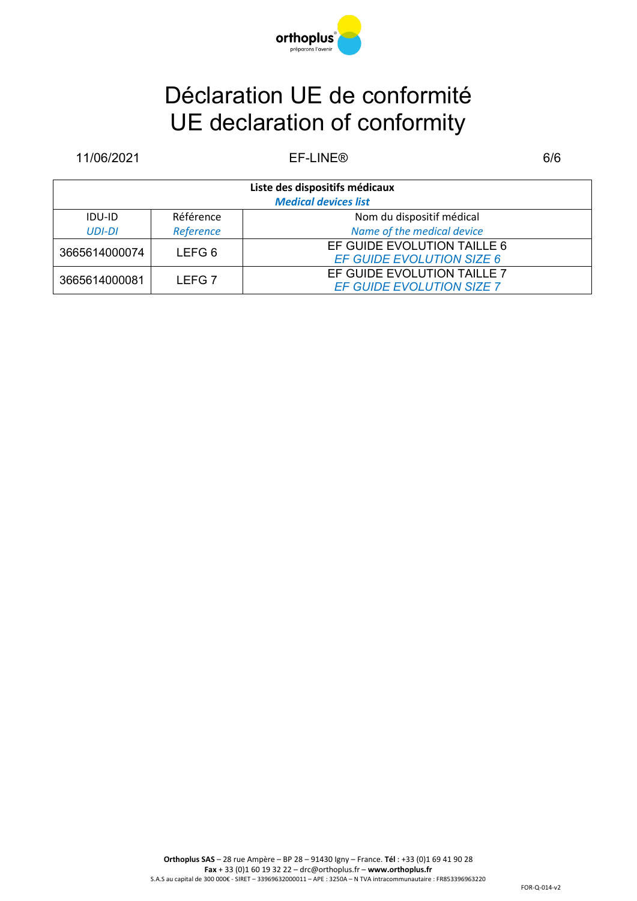# Déclaration UE de conformité
# UE declaration of conformity

11/06/2021 EF-LINE®

| Liste des dispositifs médicaux *Medical devices list* | | |
|---|---|---|
| IDU-ID *UDI-DI* | Référence *Reference* | Nom du dispositif médical *Name of the medical device* |
| 3665614000074 | LEFG 6 | EF GUIDE EVOLUTION TAILLE 6 *EF GUIDE EVOLUTION SIZE 6* |
| 3665614000081 | LEFG 7 | EF GUIDE EVOLUTION TAILLE 7 *EF GUIDE EVOLUTION SIZE 7* |

**Orthoplus SAS** – 28 rue Ampère – BP 28 – 91430 Igny – France. **Tél** : +33 (0)1 69 41 90 28
**Fax** + 33 (0)1 60 19 32 22 – drc@orthoplus.fr – **www.orthoplus.fr**
S.A.S au capital de 300 000€ - SIRET – 33969632000011 – APE : 3250A – N TVA intracommunautaire : FR8533396963220

FOR-Q-014-v2